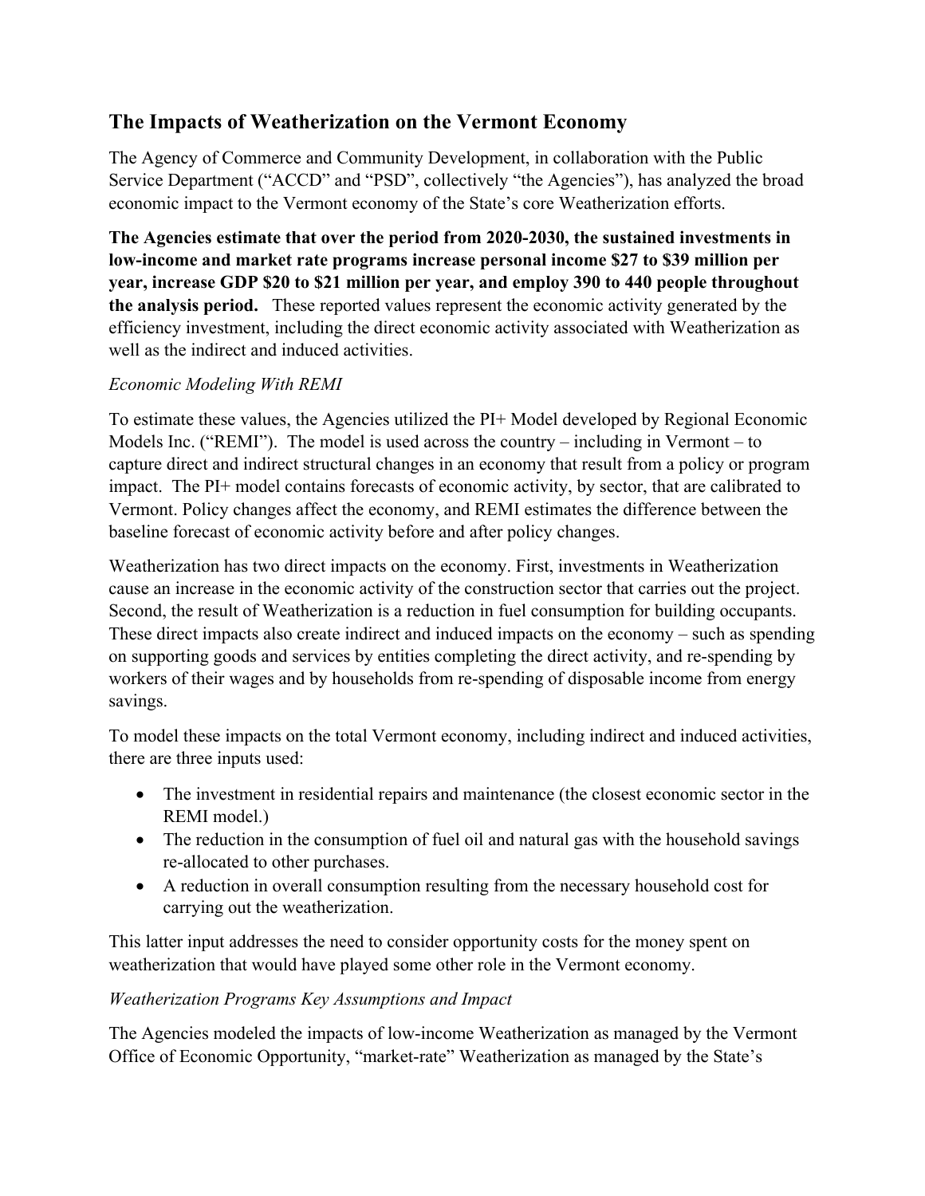## The Impacts of Weatherization on the Vermont Economy

The Agency of Commerce and Community Development, in collaboration with the Public Service Department ("ACCD" and "PSD", collectively "the Agencies"), has analyzed the broad economic impact to the Vermont economy of the State's core Weatherization efforts.

**The Agencies estimate that over the period from 2020-2030, the sustained investments in low-income and market rate programs increase personal income $27 to $39 million per year, increase GDP $20 to $21 million per year, and employ 390 to 440 people throughout the analysis period.** These reported values represent the economic activity generated by the efficiency investment, including the direct economic activity associated with Weatherization as well as the indirect and induced activities.

### *Economic Modeling With REMI*

To estimate these values, the Agencies utilized the PI+ Model developed by Regional Economic Models Inc. ("REMI"). The model is used across the country – including in Vermont – to capture direct and indirect structural changes in an economy that result from a policy or program impact. The PI+ model contains forecasts of economic activity, by sector, that are calibrated to Vermont. Policy changes affect the economy, and REMI estimates the difference between the baseline forecast of economic activity before and after policy changes.

Weatherization has two direct impacts on the economy. First, investments in Weatherization cause an increase in the economic activity of the construction sector that carries out the project. Second, the result of Weatherization is a reduction in fuel consumption for building occupants. These direct impacts also create indirect and induced impacts on the economy – such as spending on supporting goods and services by entities completing the direct activity, and re-spending by workers of their wages and by households from re-spending of disposable income from energy savings.

To model these impacts on the total Vermont economy, including indirect and induced activities, there are three inputs used:

- The investment in residential repairs and maintenance (the closest economic sector in the REMI model.)
- The reduction in the consumption of fuel oil and natural gas with the household savings re-allocated to other purchases.
- A reduction in overall consumption resulting from the necessary household cost for carrying out the weatherization.

This latter input addresses the need to consider opportunity costs for the money spent on weatherization that would have played some other role in the Vermont economy.

### *Weatherization Programs Key Assumptions and Impact*

The Agencies modeled the impacts of low-income Weatherization as managed by the Vermont Office of Economic Opportunity, "market-rate" Weatherization as managed by the State's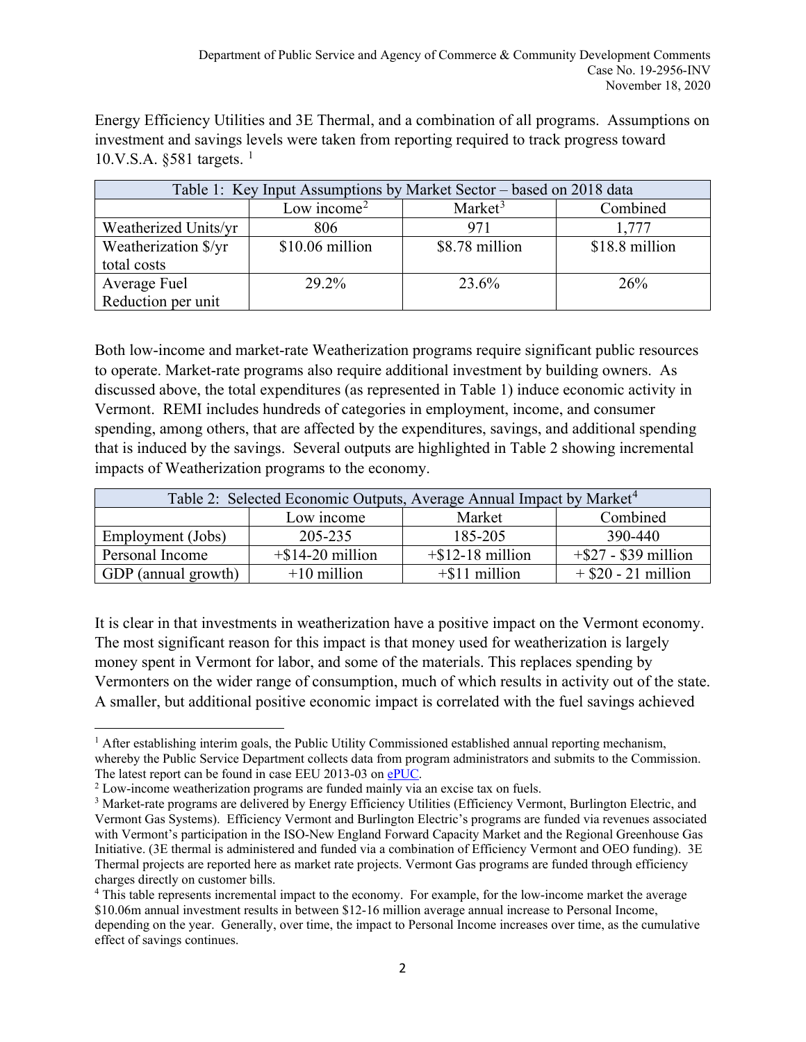Energy Efficiency Utilities and 3E Thermal, and a combination of all programs. Assumptions on investment and savings levels were taken from reporting required to track progress toward 10.V.S.A. §581 targets. [1]

| Table 1: Key Input Assumptions by Market Sector – based on 2018 data | | | |
|---|---|---|---|
| | Low income[2] | Market[3] | Combined |
| Weatherized Units/yr | 806 | 971 | 1,777 |
| Weatherization $/yr total costs | $10.06 million | $8.78 million | $18.8 million |
| Average Fuel Reduction per unit | 29.2% | 23.6% | 26% |

Both low-income and market-rate Weatherization programs require significant public resources to operate. Market-rate programs also require additional investment by building owners. As discussed above, the total expenditures (as represented in Table 1) induce economic activity in Vermont. REMI includes hundreds of categories in employment, income, and consumer spending, among others, that are affected by the expenditures, savings, and additional spending that is induced by the savings. Several outputs are highlighted in Table 2 showing incremental impacts of Weatherization programs to the economy.

| Table 2: Selected Economic Outputs, Average Annual Impact by Market[4] | | | |
|---|---|---|---|
| | Low income | Market | Combined |
| Employment (Jobs) | 205-235 | 185-205 | 390-440 |
| Personal Income | +$14-20 million | +$12-18 million | +$27 - $39 million |
| GDP (annual growth) | +10 million | +$11 million | + $20 - 21 million |

It is clear in that investments in weatherization have a positive impact on the Vermont economy. The most significant reason for this impact is that money used for weatherization is largely money spent in Vermont for labor, and some of the materials. This replaces spending by Vermonters on the wider range of consumption, much of which results in activity out of the state. A smaller, but additional positive economic impact is correlated with the fuel savings achieved

[1] After establishing interim goals, the Public Utility Commissioned established annual reporting mechanism, whereby the Public Service Department collects data from program administrators and submits to the Commission. The latest report can be found in case EEU 2013-03 on ePUC.

[2] Low-income weatherization programs are funded mainly via an excise tax on fuels.

[3] Market-rate programs are delivered by Energy Efficiency Utilities (Efficiency Vermont, Burlington Electric, and Vermont Gas Systems). Efficiency Vermont and Burlington Electric's programs are funded via revenues associated with Vermont's participation in the ISO-New England Forward Capacity Market and the Regional Greenhouse Gas Initiative. (3E thermal is administered and funded via a combination of Efficiency Vermont and OEO funding). 3E Thermal projects are reported here as market rate projects. Vermont Gas programs are funded through efficiency charges directly on customer bills.

[4] This table represents incremental impact to the economy. For example, for the low-income market the average $10.06m annual investment results in between $12-16 million average annual increase to Personal Income, depending on the year. Generally, over time, the impact to Personal Income increases over time, as the cumulative effect of savings continues.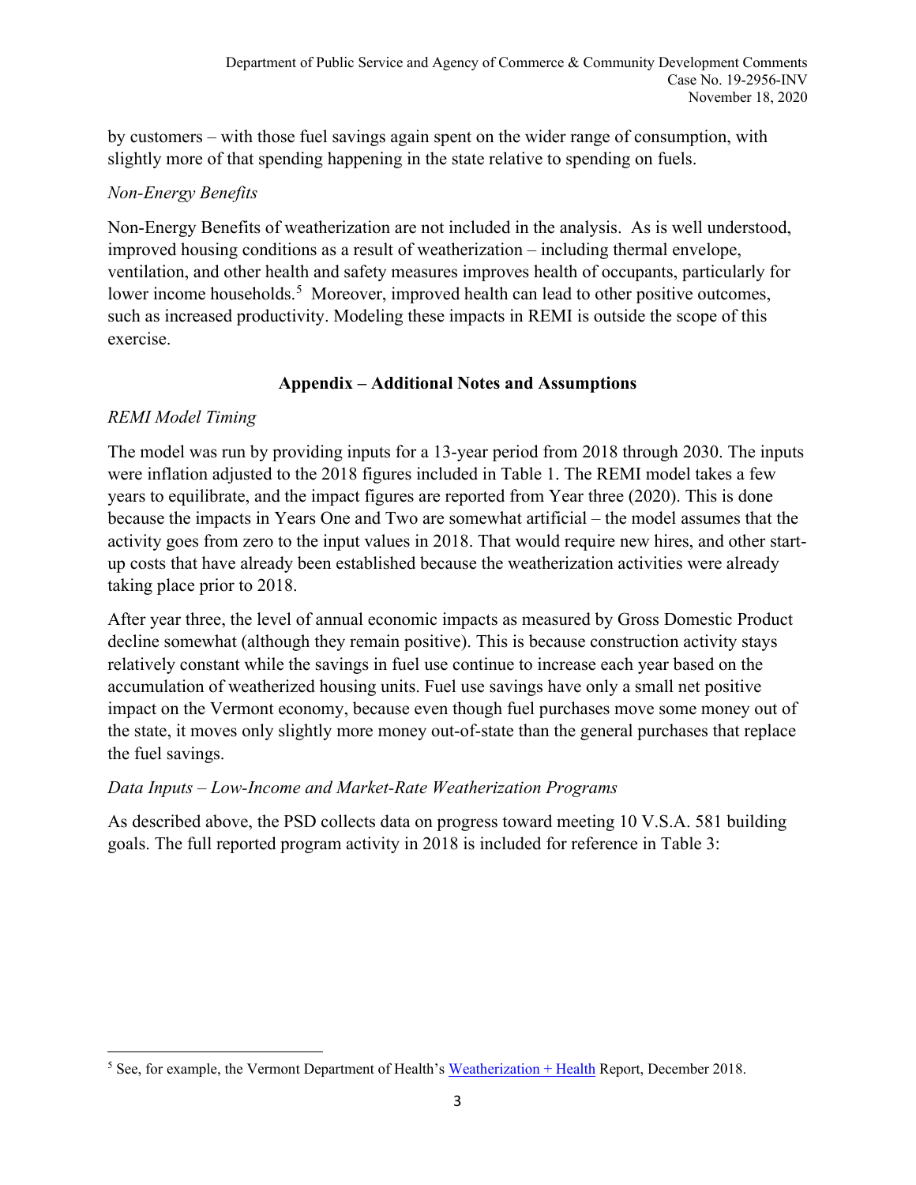by customers – with those fuel savings again spent on the wider range of consumption, with slightly more of that spending happening in the state relative to spending on fuels.

*Non-Energy Benefits*

Non-Energy Benefits of weatherization are not included in the analysis. As is well understood, improved housing conditions as a result of weatherization – including thermal envelope, ventilation, and other health and safety measures improves health of occupants, particularly for lower income households.[5] Moreover, improved health can lead to other positive outcomes, such as increased productivity. Modeling these impacts in REMI is outside the scope of this exercise.

## Appendix – Additional Notes and Assumptions

*REMI Model Timing*

The model was run by providing inputs for a 13-year period from 2018 through 2030. The inputs were inflation adjusted to the 2018 figures included in Table 1. The REMI model takes a few years to equilibrate, and the impact figures are reported from Year three (2020). This is done because the impacts in Years One and Two are somewhat artificial – the model assumes that the activity goes from zero to the input values in 2018. That would require new hires, and other start-up costs that have already been established because the weatherization activities were already taking place prior to 2018.

After year three, the level of annual economic impacts as measured by Gross Domestic Product decline somewhat (although they remain positive). This is because construction activity stays relatively constant while the savings in fuel use continue to increase each year based on the accumulation of weatherized housing units. Fuel use savings have only a small net positive impact on the Vermont economy, because even though fuel purchases move some money out of the state, it moves only slightly more money out-of-state than the general purchases that replace the fuel savings.

*Data Inputs – Low-Income and Market-Rate Weatherization Programs*

As described above, the PSD collects data on progress toward meeting 10 V.S.A. 581 building goals. The full reported program activity in 2018 is included for reference in Table 3:

[5] See, for example, the Vermont Department of Health's Weatherization + Health Report, December 2018.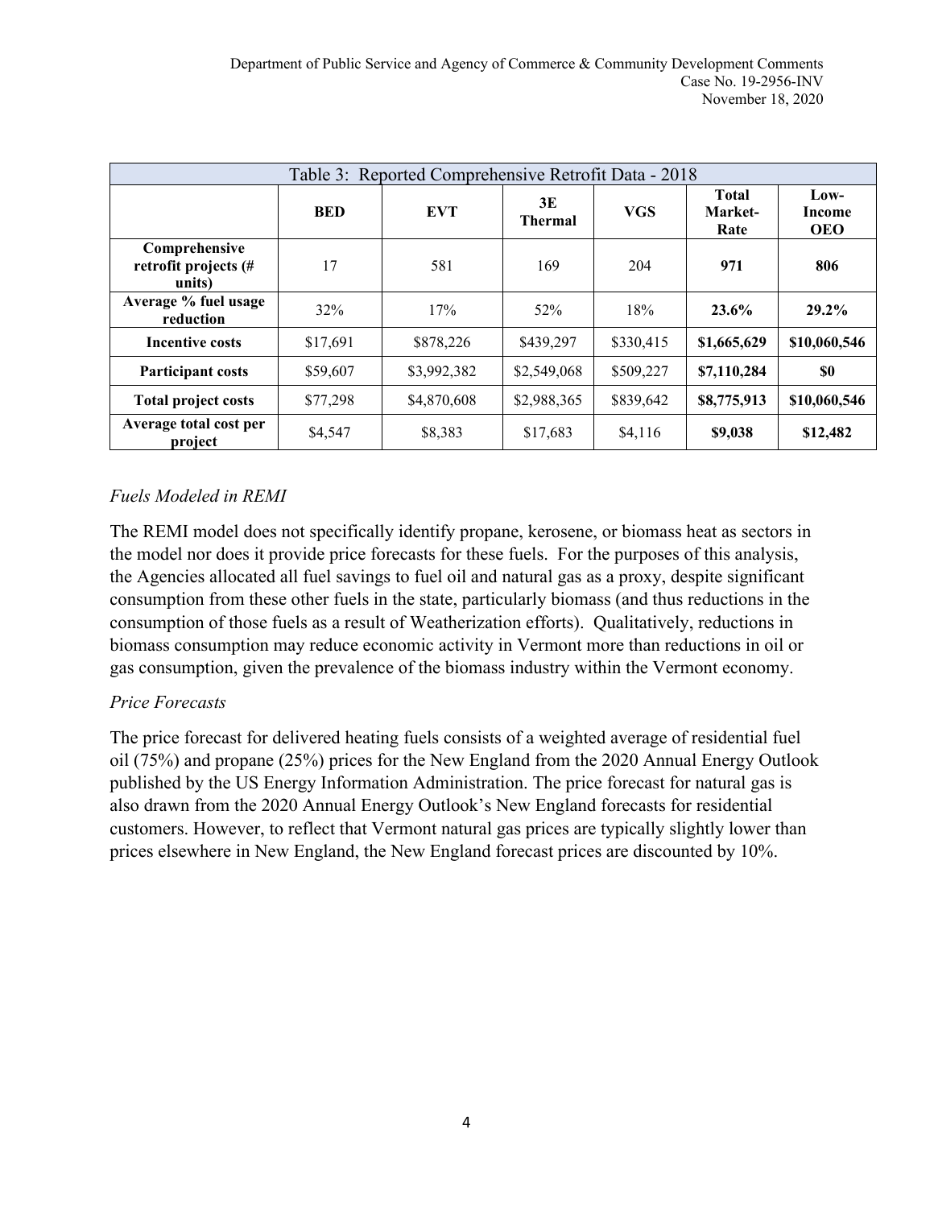| Table 3: Reported Comprehensive Retrofit Data - 2018 | | | | | | |
|---|---|---|---|---|---|---|
| | **BED** | **EVT** | **3E Thermal** | **VGS** | **Total Market-Rate** | **Low-Income OEO** |
| **Comprehensive retrofit projects (# units)** | 17 | 581 | 169 | 204 | **971** | **806** |
| **Average % fuel usage reduction** | 32% | 17% | 52% | 18% | **23.6%** | **29.2%** |
| **Incentive costs** | $17,691 | $878,226 | $439,297 | $330,415 | **$1,665,629** | **$10,060,546** |
| **Participant costs** | $59,607 | $3,992,382 | $2,549,068 | $509,227 | **$7,110,284** | **$0** |
| **Total project costs** | $77,298 | $4,870,608 | $2,988,365 | $839,642 | **$8,775,913** | **$10,060,546** |
| **Average total cost per project** | $4,547 | $8,383 | $17,683 | $4,116 | **$9,038** | **$12,482** |

*Fuels Modeled in REMI*

The REMI model does not specifically identify propane, kerosene, or biomass heat as sectors in the model nor does it provide price forecasts for these fuels. For the purposes of this analysis, the Agencies allocated all fuel savings to fuel oil and natural gas as a proxy, despite significant consumption from these other fuels in the state, particularly biomass (and thus reductions in the consumption of those fuels as a result of Weatherization efforts). Qualitatively, reductions in biomass consumption may reduce economic activity in Vermont more than reductions in oil or gas consumption, given the prevalence of the biomass industry within the Vermont economy.

*Price Forecasts*

The price forecast for delivered heating fuels consists of a weighted average of residential fuel oil (75%) and propane (25%) prices for the New England from the 2020 Annual Energy Outlook published by the US Energy Information Administration. The price forecast for natural gas is also drawn from the 2020 Annual Energy Outlook's New England forecasts for residential customers. However, to reflect that Vermont natural gas prices are typically slightly lower than prices elsewhere in New England, the New England forecast prices are discounted by 10%.